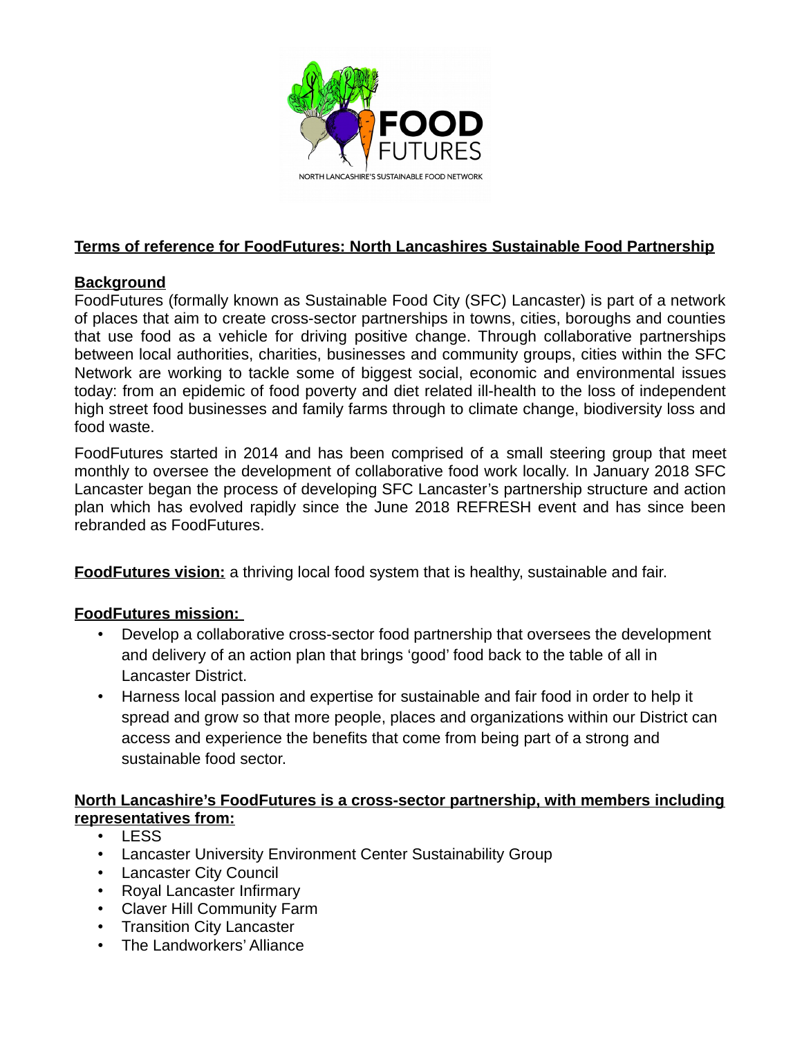FOOD FUTURES

NORTH LANCASHIRE'S SUSTAINABLE FOOD NETWORK

## Terms of reference for FoodFutures: North Lancashires Sustainable Food Partnership

### Background

FoodFutures (formally known as Sustainable Food City (SFC) Lancaster) is part of a network of places that aim to create cross-sector partnerships in towns, cities, boroughs and counties that use food as a vehicle for driving positive change. Through collaborative partnerships between local authorities, charities, businesses and community groups, cities within the SFC Network are working to tackle some of biggest social, economic and environmental issues today: from an epidemic of food poverty and diet related ill-health to the loss of independent high street food businesses and family farms through to climate change, biodiversity loss and food waste.

FoodFutures started in 2014 and has been comprised of a small steering group that meet monthly to oversee the development of collaborative food work locally. In January 2018 SFC Lancaster began the process of developing SFC Lancaster's partnership structure and action plan which has evolved rapidly since the June 2018 REFRESH event and has since been rebranded as FoodFutures.

**FoodFutures vision:** a thriving local food system that is healthy, sustainable and fair.

### FoodFutures mission:

- Develop a collaborative cross-sector food partnership that oversees the development and delivery of an action plan that brings 'good' food back to the table of all in Lancaster District.
- Harness local passion and expertise for sustainable and fair food in order to help it spread and grow so that more people, places and organizations within our District can access and experience the benefits that come from being part of a strong and sustainable food sector.

### North Lancashire's FoodFutures is a cross-sector partnership, with members including representatives from:

- LESS
- Lancaster University Environment Center Sustainability Group
- Lancaster City Council
- Royal Lancaster Infirmary
- Claver Hill Community Farm
- Transition City Lancaster
- The Landworkers' Alliance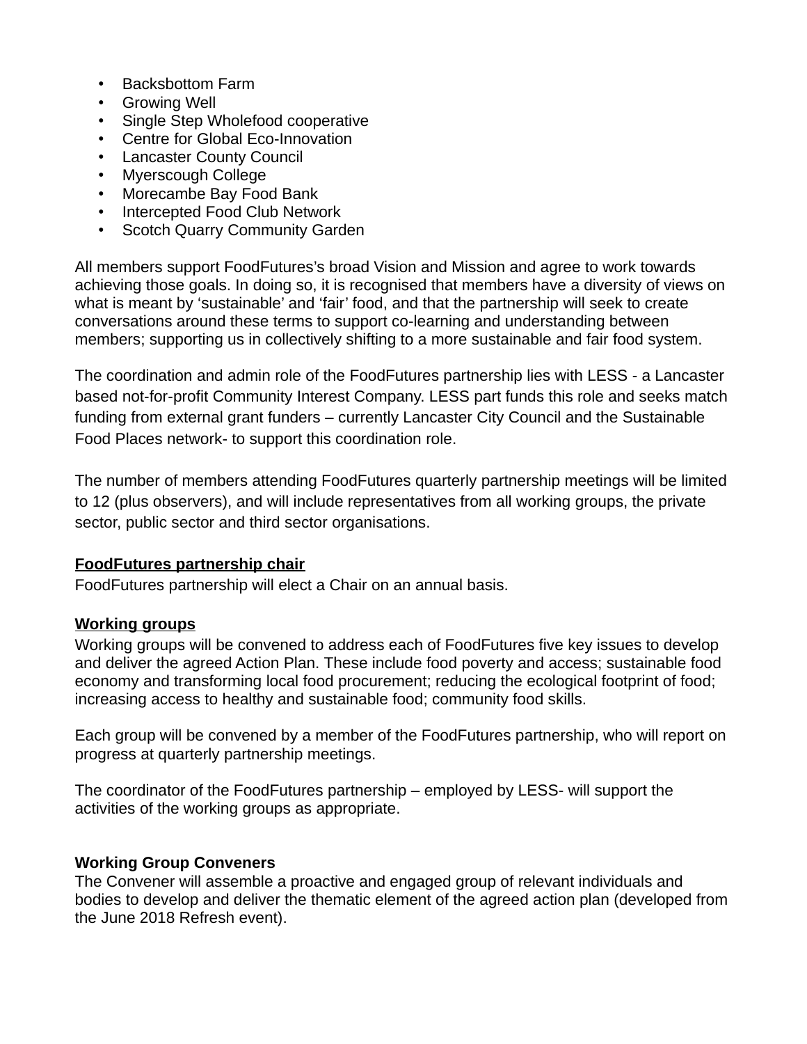- Backsbottom Farm
- Growing Well
- Single Step Wholefood cooperative
- Centre for Global Eco-Innovation
- Lancaster County Council
- Myerscough College
- Morecambe Bay Food Bank
- Intercepted Food Club Network
- Scotch Quarry Community Garden

All members support FoodFutures's broad Vision and Mission and agree to work towards achieving those goals. In doing so, it is recognised that members have a diversity of views on what is meant by 'sustainable' and 'fair' food, and that the partnership will seek to create conversations around these terms to support co-learning and understanding between members; supporting us in collectively shifting to a more sustainable and fair food system.

The coordination and admin role of the FoodFutures partnership lies with LESS - a Lancaster based not-for-profit Community Interest Company. LESS part funds this role and seeks match funding from external grant funders – currently Lancaster City Council and the Sustainable Food Places network- to support this coordination role.

The number of members attending FoodFutures quarterly partnership meetings will be limited to 12 (plus observers), and will include representatives from all working groups, the private sector, public sector and third sector organisations.

**FoodFutures partnership chair**

FoodFutures partnership will elect a Chair on an annual basis.

**Working groups**

Working groups will be convened to address each of FoodFutures five key issues to develop and deliver the agreed Action Plan. These include food poverty and access; sustainable food economy and transforming local food procurement; reducing the ecological footprint of food; increasing access to healthy and sustainable food; community food skills.

Each group will be convened by a member of the FoodFutures partnership, who will report on progress at quarterly partnership meetings.

The coordinator of the FoodFutures partnership – employed by LESS- will support the activities of the working groups as appropriate.

**Working Group Conveners**

The Convener will assemble a proactive and engaged group of relevant individuals and bodies to develop and deliver the thematic element of the agreed action plan (developed from the June 2018 Refresh event).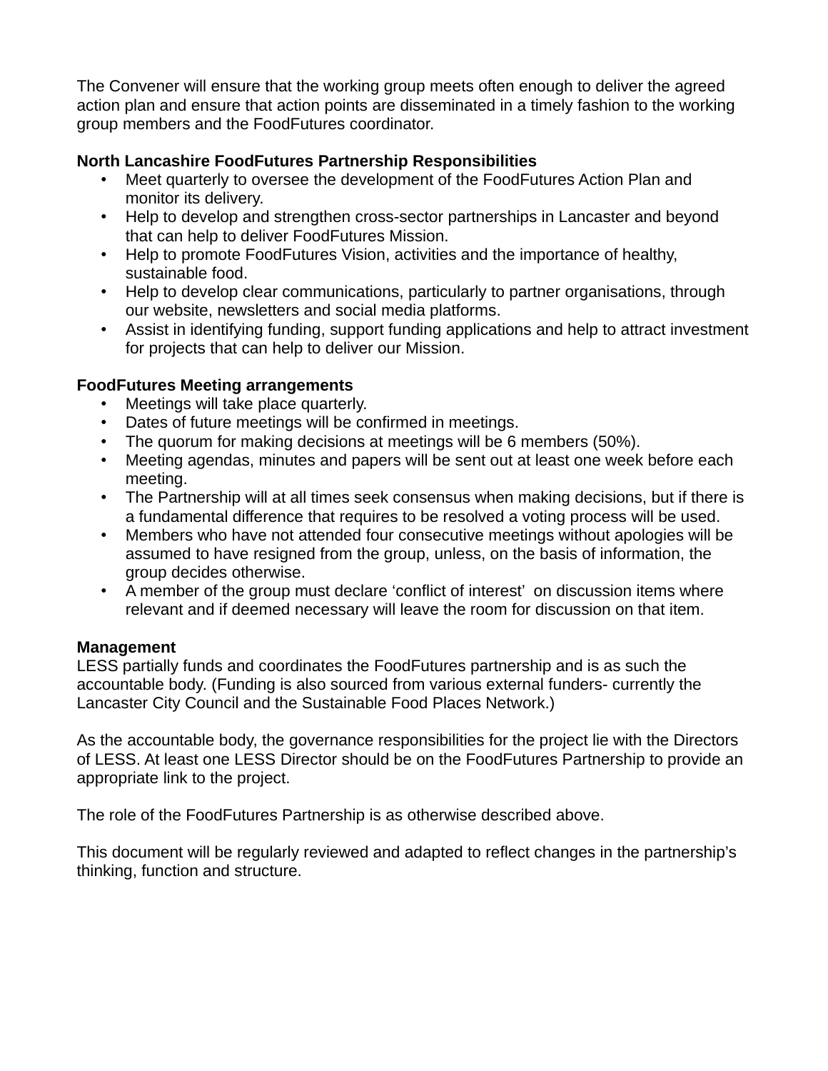The Convener will ensure that the working group meets often enough to deliver the agreed action plan and ensure that action points are disseminated in a timely fashion to the working group members and the FoodFutures coordinator.

**North Lancashire FoodFutures Partnership Responsibilities**

- Meet quarterly to oversee the development of the FoodFutures Action Plan and monitor its delivery.
- Help to develop and strengthen cross-sector partnerships in Lancaster and beyond that can help to deliver FoodFutures Mission.
- Help to promote FoodFutures Vision, activities and the importance of healthy, sustainable food.
- Help to develop clear communications, particularly to partner organisations, through our website, newsletters and social media platforms.
- Assist in identifying funding, support funding applications and help to attract investment for projects that can help to deliver our Mission.

**FoodFutures Meeting arrangements**

- Meetings will take place quarterly.
- Dates of future meetings will be confirmed in meetings.
- The quorum for making decisions at meetings will be 6 members (50%).
- Meeting agendas, minutes and papers will be sent out at least one week before each meeting.
- The Partnership will at all times seek consensus when making decisions, but if there is a fundamental difference that requires to be resolved a voting process will be used.
- Members who have not attended four consecutive meetings without apologies will be assumed to have resigned from the group, unless, on the basis of information, the group decides otherwise.
- A member of the group must declare ‘conflict of interest’ on discussion items where relevant and if deemed necessary will leave the room for discussion on that item.

**Management**

LESS partially funds and coordinates the FoodFutures partnership and is as such the accountable body. (Funding is also sourced from various external funders- currently the Lancaster City Council and the Sustainable Food Places Network.)

As the accountable body, the governance responsibilities for the project lie with the Directors of LESS. At least one LESS Director should be on the FoodFutures Partnership to provide an appropriate link to the project.

The role of the FoodFutures Partnership is as otherwise described above.

This document will be regularly reviewed and adapted to reflect changes in the partnership’s thinking, function and structure.